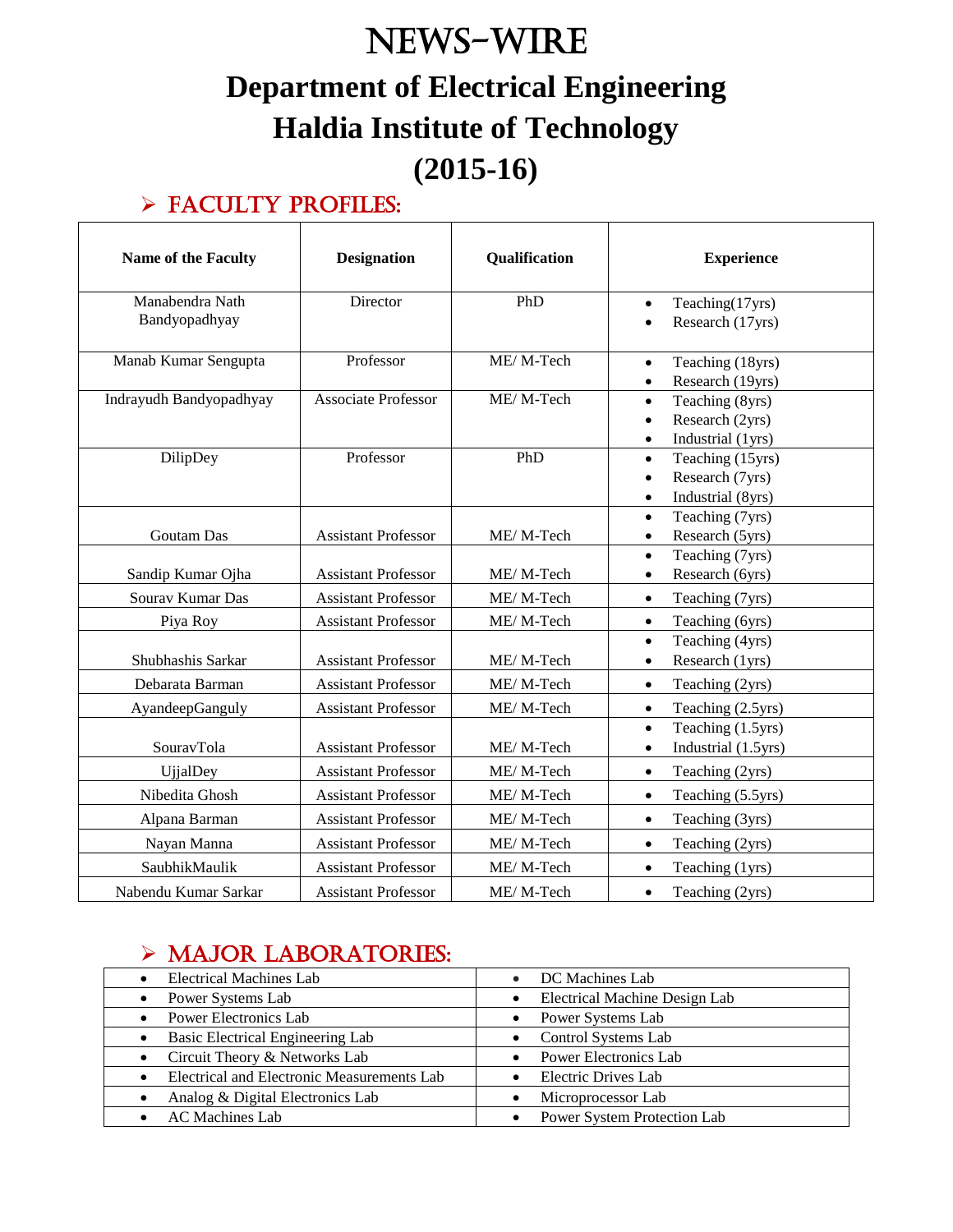# NEWS-WIRE

# Department of Electrical Engineering
# Haldia Institute of Technology
# (2015-16)

## ➢ FACULTY PROFILES:

| Name of the Faculty | Designation | Qualification | Experience |
|---|---|---|---|
| Manabendra Nath Bandyopadhyay | Director | PhD | • Teaching(17yrs)<br>• Research (17yrs) |
| Manab Kumar Sengupta | Professor | ME/ M-Tech | • Teaching (18yrs)<br>• Research (19yrs) |
| Indrayudh Bandyopadhyay | Associate Professor | ME/ M-Tech | • Teaching (8yrs)<br>• Research (2yrs)<br>• Industrial (1yrs) |
| DilipDey | Professor | PhD | • Teaching (15yrs)<br>• Research (7yrs)<br>• Industrial (8yrs) |
| Goutam Das | Assistant Professor | ME/ M-Tech | • Teaching (7yrs)<br>• Research (5yrs) |
| Sandip Kumar Ojha | Assistant Professor | ME/ M-Tech | • Teaching (7yrs)<br>• Research (6yrs) |
| Sourav Kumar Das | Assistant Professor | ME/ M-Tech | • Teaching (7yrs) |
| Piya Roy | Assistant Professor | ME/ M-Tech | • Teaching (6yrs) |
| Shubhashis Sarkar | Assistant Professor | ME/ M-Tech | • Teaching (4yrs)<br>• Research (1yrs) |
| Debarata Barman | Assistant Professor | ME/ M-Tech | • Teaching (2yrs) |
| AyandeepGanguly | Assistant Professor | ME/ M-Tech | • Teaching (2.5yrs) |
| SouravTola | Assistant Professor | ME/ M-Tech | • Teaching (1.5yrs)<br>• Industrial (1.5yrs) |
| UjjalDey | Assistant Professor | ME/ M-Tech | • Teaching (2yrs) |
| Nibedita Ghosh | Assistant Professor | ME/ M-Tech | • Teaching (5.5yrs) |
| Alpana Barman | Assistant Professor | ME/ M-Tech | • Teaching (3yrs) |
| Nayan Manna | Assistant Professor | ME/ M-Tech | • Teaching (2yrs) |
| SaubhikMaulik | Assistant Professor | ME/ M-Tech | • Teaching (1yrs) |
| Nabendu Kumar Sarkar | Assistant Professor | ME/ M-Tech | • Teaching (2yrs) |

## ➢ MAJOR LABORATORIES:

| | |
|---|---|
| • Electrical Machines Lab | • DC Machines Lab |
| • Power Systems Lab | • Electrical Machine Design Lab |
| • Power Electronics Lab | • Power Systems Lab |
| • Basic Electrical Engineering Lab | • Control Systems Lab |
| • Circuit Theory & Networks Lab | • Power Electronics Lab |
| • Electrical and Electronic Measurements Lab | • Electric Drives Lab |
| • Analog & Digital Electronics Lab | • Microprocessor Lab |
| • AC Machines Lab | • Power System Protection Lab |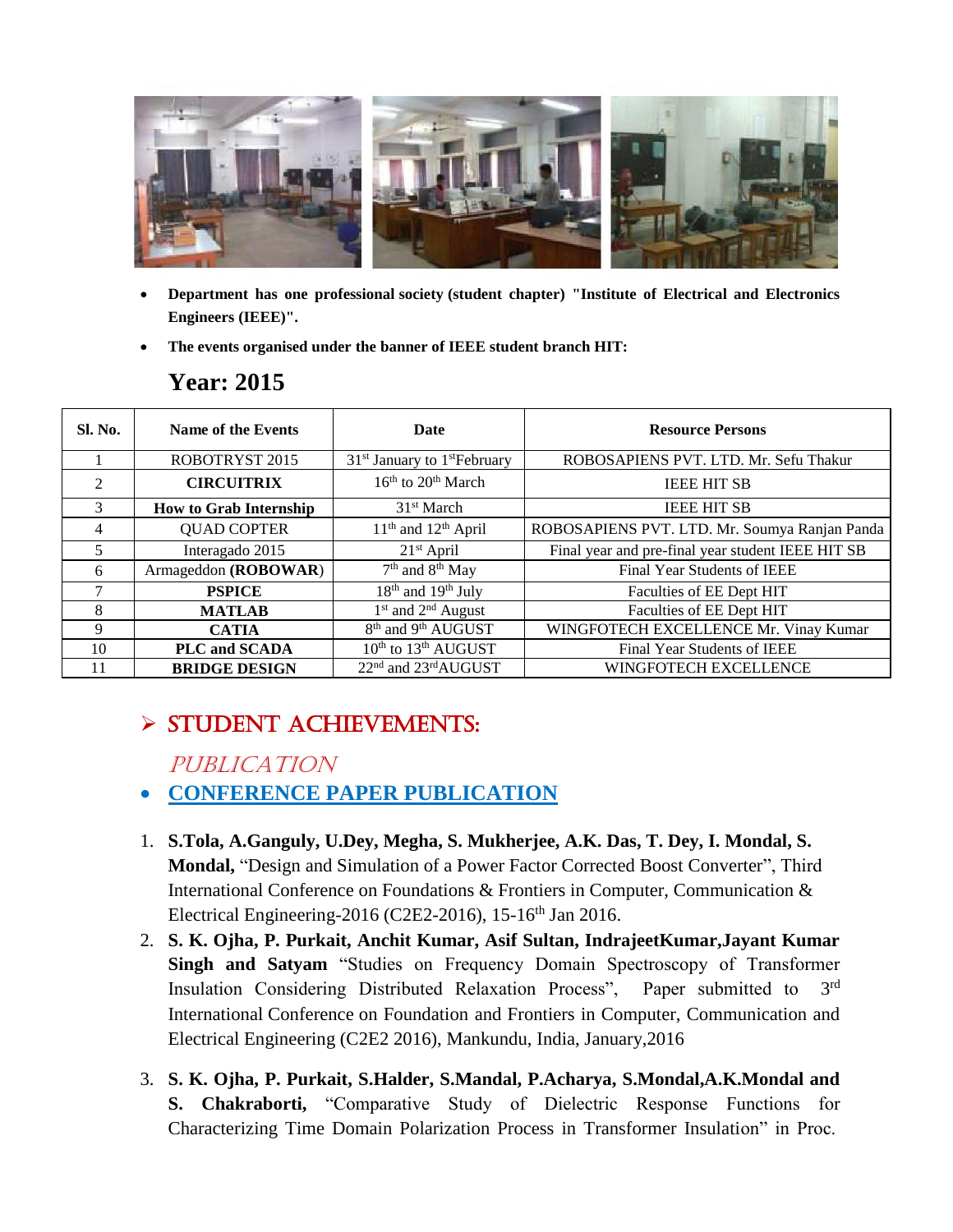- **Department has one professional society (student chapter) "Institute of Electrical and Electronics Engineers (IEEE)".**
- **The events organised under the banner of IEEE student branch HIT:**

## Year: 2015

| Sl. No. | Name of the Events | Date | Resource Persons |
|---|---|---|---|
| 1 | ROBOTRYST 2015 | 31st January to 1st February | ROBOSAPIENS PVT. LTD. Mr. Sefu Thakur |
| 2 | **CIRCUITRIX** | 16th to 20th March | IEEE HIT SB |
| 3 | **How to Grab Internship** | 31st March | IEEE HIT SB |
| 4 | QUAD COPTER | 11th and 12th April | ROBOSAPIENS PVT. LTD. Mr. Soumya Ranjan Panda |
| 5 | Interagado 2015 | 21st April | Final year and pre-final year student IEEE HIT SB |
| 6 | Armageddon **(ROBOWAR)** | 7th and 8th May | Final Year Students of IEEE |
| 7 | **PSPICE** | 18th and 19th July | Faculties of EE Dept HIT |
| 8 | **MATLAB** | 1st and 2nd August | Faculties of EE Dept HIT |
| 9 | **CATIA** | 8th and 9th AUGUST | WINGFOTECH EXCELLENCE Mr. Vinay Kumar |
| 10 | **PLC and SCADA** | 10th to 13th AUGUST | Final Year Students of IEEE |
| 11 | **BRIDGE DESIGN** | 22nd and 23rd AUGUST | WINGFOTECH EXCELLENCE |

## ➢ STUDENT ACHIEVEMENTS:

### *PUBLICATION*

- **CONFERENCE PAPER PUBLICATION**

1. **S.Tola, A.Ganguly, U.Dey, Megha, S. Mukherjee, A.K. Das, T. Dey, I. Mondal, S. Mondal,** "Design and Simulation of a Power Factor Corrected Boost Converter", Third International Conference on Foundations & Frontiers in Computer, Communication & Electrical Engineering-2016 (C2E2-2016), 15-16th Jan 2016.
2. **S. K. Ojha, P. Purkait, Anchit Kumar, Asif Sultan, IndrajeetKumar,Jayant Kumar Singh and Satyam** "Studies on Frequency Domain Spectroscopy of Transformer Insulation Considering Distributed Relaxation Process", Paper submitted to 3rd International Conference on Foundation and Frontiers in Computer, Communication and Electrical Engineering (C2E2 2016), Mankundu, India, January,2016
3. **S. K. Ojha, P. Purkait, S.Halder, S.Mandal, P.Acharya, S.Mondal,A.K.Mondal and S. Chakraborti,** "Comparative Study of Dielectric Response Functions for Characterizing Time Domain Polarization Process in Transformer Insulation" in Proc.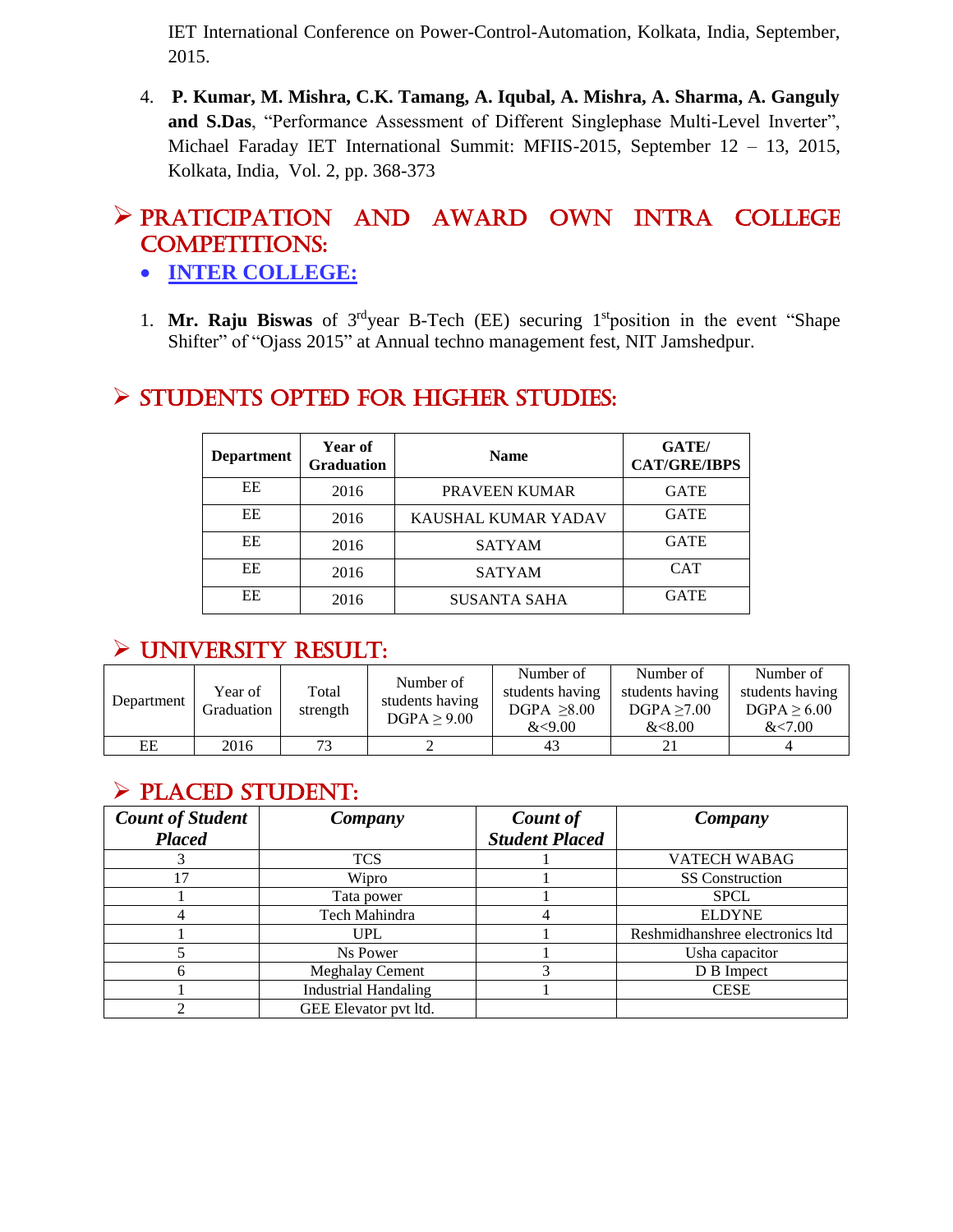IET International Conference on Power-Control-Automation, Kolkata, India, September, 2015.

4. **P. Kumar, M. Mishra, C.K. Tamang, A. Iqubal, A. Mishra, A. Sharma, A. Ganguly and S.Das**, "Performance Assessment of Different Singlephase Multi-Level Inverter", Michael Faraday IET International Summit: MFIIS-2015, September 12 – 13, 2015, Kolkata, India, Vol. 2, pp. 368-373

## PRATICIPATION AND AWARD OWN INTRA COLLEGE COMPETITIONS:

- **INTER COLLEGE:**

1. **Mr. Raju Biswas** of 3rd year B-Tech (EE) securing 1st position in the event "Shape Shifter" of "Ojass 2015" at Annual techno management fest, NIT Jamshedpur.

## STUDENTS OPTED FOR HIGHER STUDIES:

| Department | Year of Graduation | Name | GATE/ CAT/GRE/IBPS |
|---|---|---|---|
| EE | 2016 | PRAVEEN KUMAR | GATE |
| EE | 2016 | KAUSHAL KUMAR YADAV | GATE |
| EE | 2016 | SATYAM | GATE |
| EE | 2016 | SATYAM | CAT |
| EE | 2016 | SUSANTA SAHA | GATE |

## UNIVERSITY RESULT:

| Department | Year of Graduation | Total strength | Number of students having DGPA ≥ 9.00 | Number of students having DGPA ≥8.00 &<9.00 | Number of students having DGPA ≥7.00 &<8.00 | Number of students having DGPA ≥ 6.00 &<7.00 |
|---|---|---|---|---|---|---|
| EE | 2016 | 73 | 2 | 43 | 21 | 4 |

## PLACED STUDENT:

| *Count of Student Placed* | *Company* | *Count of Student Placed* | *Company* |
|---|---|---|---|
| 3 | TCS | 1 | VATECH WABAG |
| 17 | Wipro | 1 | SS Construction |
| 1 | Tata power | 1 | SPCL |
| 4 | Tech Mahindra | 4 | ELDYNE |
| 1 | UPL | 1 | Reshmidhanshree electronics ltd |
| 5 | Ns Power | 1 | Usha capacitor |
| 6 | Meghalay Cement | 3 | D B Impect |
| 1 | Industrial Handaling | 1 | CESE |
| 2 | GEE Elevator pvt ltd. | | |